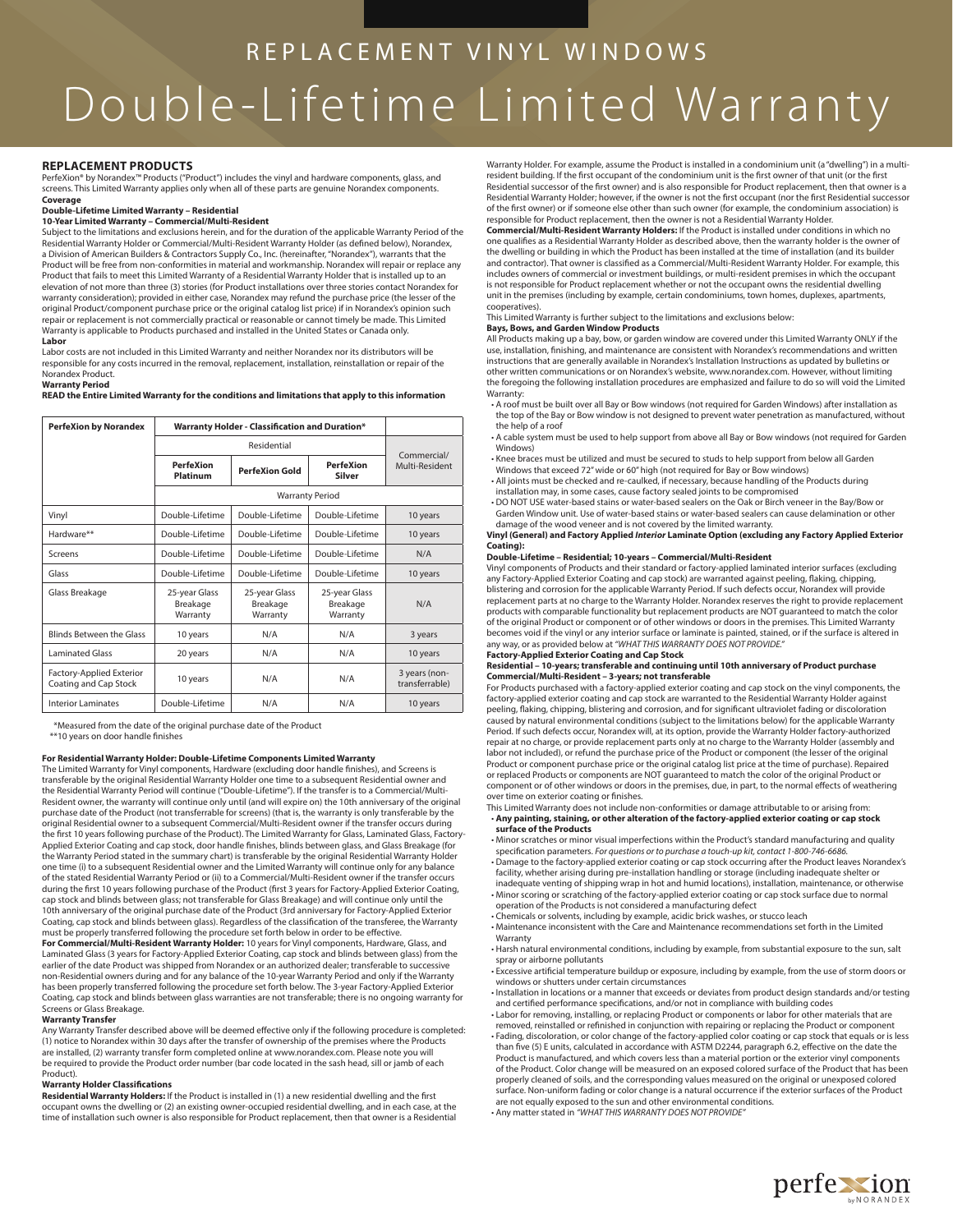# REPLACEMENT VINYL WINDOWS

# Double-Lifetime Limited Warranty

## REPLACEMENT PRODUCTS

PerfeXion® by Norandex™ Products ("Product") includes the vinyl and hardware components, glass, and screens. This Limited Warranty applies only when all of these parts are genuine Norandex components.

**Coverage**

**Double-Lifetime Limited Warranty – Residential**

**10-Year Limited Warranty – Commercial/Multi-Resident**

Subject to the limitations and exclusions herein, and for the duration of the applicable Warranty Period of the Residential Warranty Holder or Commercial/Multi-Resident Warranty Holder (as defined below), Norandex, a Division of American Builders & Contractors Supply Co., Inc. (hereinafter, "Norandex"), warrants that the Product will be free from non-conformities in material and workmanship. Norandex will repair or replace any Product that fails to meet this Limited Warranty of a Residential Warranty Holder that is installed up to an elevation of not more than three (3) stories (for Product installations over three stories contact Norandex for warranty consideration); provided in either case, Norandex may refund the purchase price (the lesser of the original Product/component purchase price or the original catalog list price) if in Norandex's opinion such repair or replacement is not commercially practical or reasonable or cannot timely be made. This Limited Warranty is applicable to Products purchased and installed in the United States or Canada only.

**Labor**

Labor costs are not included in this Limited Warranty and neither Norandex nor its distributors will be responsible for any costs incurred in the removal, replacement, installation, reinstallation or repair of the Norandex Product.

**Warranty Period**

**READ the Entire Limited Warranty for the conditions and limitations that apply to this information**

| PerfeXion by Norandex | Warranty Holder - Classification and Duration* | | | |
|---|---|---|---|---|
| | Residential | | | Commercial/ Multi-Resident |
| | PerfeXion Platinum | PerfeXion Gold | PerfeXion Silver | |
| | Warranty Period | | | |
| Vinyl | Double-Lifetime | Double-Lifetime | Double-Lifetime | 10 years |
| Hardware** | Double-Lifetime | Double-Lifetime | Double-Lifetime | 10 years |
| Screens | Double-Lifetime | Double-Lifetime | Double-Lifetime | N/A |
| Glass | Double-Lifetime | Double-Lifetime | Double-Lifetime | 10 years |
| Glass Breakage | 25-year Glass Breakage Warranty | 25-year Glass Breakage Warranty | 25-year Glass Breakage Warranty | N/A |
| Blinds Between the Glass | 10 years | N/A | N/A | 3 years |
| Laminated Glass | 20 years | N/A | N/A | 10 years |
| Factory-Applied Exterior Coating and Cap Stock | 10 years | N/A | N/A | 3 years (non-transferable) |
| Interior Laminates | Double-Lifetime | N/A | N/A | 10 years |

*Measured from the date of the original purchase date of the Product

**10 years on door handle finishes

**For Residential Warranty Holder: Double-Lifetime Components Limited Warranty**

The Limited Warranty for Vinyl components, Hardware (excluding door handle finishes), and Screens is transferable by the original Residential Warranty Holder one time to a subsequent Residential owner and the Residential Warranty Period will continue ("Double-Lifetime"). If the transfer is to a Commercial/Multi-Resident owner, the warranty will continue only until (and will expire on) the 10th anniversary of the original purchase date of the Product (not transferrable for screens) (that is, the warranty is only transferable by the original Residential owner to a subsequent Commercial/Multi-Resident owner if the transfer occurs during the first 10 years following purchase of the Product). The Limited Warranty for Glass, Laminated Glass, Factory-Applied Exterior Coating and cap stock, door handle finishes, blinds between glass, and Glass Breakage (for the Warranty Period stated in the summary chart) is transferable by the original Residential Warranty Holder one time (i) to a subsequent Residential owner and the Limited Warranty will continue only for any balance of the stated Residential Warranty Period or (ii) to a Commercial/Multi-Resident owner if the transfer occurs during the first 10 years following purchase of the Product (first 3 years for Factory-Applied Exterior Coating, cap stock and blinds between glass; not transferable for Glass Breakage) and will continue only until the 10th anniversary of the original purchase date of the Product (3rd anniversary for Factory-Applied Exterior Coating, cap stock and blinds between glass). Regardless of the classification of the transferee, the Warranty must be properly transferred following the procedure set forth below in order to be effective.

**For Commercial/Multi-Resident Warranty Holder:** 10 years for Vinyl components, Hardware, Glass, and Laminated Glass (3 years for Factory-Applied Exterior Coating, cap stock and blinds between glass) from the earlier of the date Product was shipped from Norandex or an authorized dealer; transferable to successive non-Residential owners during and for any balance of the 10-year Warranty Period and only if the Warranty has been properly transferred following the procedure set forth below. The 3-year Factory-Applied Exterior Coating, cap stock and blinds between glass warranties are not transferable; there is no ongoing warranty for Screens or Glass Breakage.

**Warranty Transfer**

Any Warranty Transfer described above will be deemed effective only if the following procedure is completed: (1) notice to Norandex within 30 days after the transfer of ownership of the premises where the Products are installed, (2) warranty transfer form completed online at www.norandex.com. Please note you will be required to provide the Product order number (bar code located in the sash head, sill or jamb of each Product).

**Warranty Holder Classifications**

**Residential Warranty Holders:** If the Product is installed in (1) a new residential dwelling and the first occupant owns the dwelling or (2) an existing owner-occupied residential dwelling, and in each case, at the time of installation such owner is also responsible for Product replacement, then that owner is a Residential Warranty Holder. For example, assume the Product is installed in a condominium unit (a "dwelling") in a multi-resident building. If the first occupant of the condominium unit is the first owner of that unit (or the first Residential successor of the first owner) and is also responsible for Product replacement, then that owner is a Residential Warranty Holder; however, if the owner is not the first occupant (nor the first Residential successor of the first owner) or if someone else other than such owner (for example, the condominium association) is responsible for Product replacement, then the owner is not a Residential Warranty Holder.

**Commercial/Multi-Resident Warranty Holders:** If the Product is installed under conditions in which no one qualifies as a Residential Warranty Holder as described above, then the warranty holder is the owner of the dwelling or building in which the Product has been installed at the time of installation (and its builder and contractor). That owner is classified as a Commercial/Multi-Resident Warranty Holder. For example, this includes owners of commercial or investment buildings, or multi-resident premises in which the occupant is not responsible for Product replacement whether or not the occupant owns the residential dwelling unit in the premises (including by example, certain condominiums, town homes, duplexes, apartments, cooperatives).

This Limited Warranty is further subject to the limitations and exclusions below:

**Bays, Bows, and Garden Window Products**

All Products making up a bay, bow, or garden window are covered under this Limited Warranty ONLY if the use, installation, finishing, and maintenance are consistent with Norandex's recommendations and written instructions that are generally available in Norandex's Installation Instructions as updated by bulletins or other written communications or on Norandex's website, www.norandex.com. However, without limiting the foregoing the following installation procedures are emphasized and failure to do so will void the Limited Warranty:

- A roof must be built over all Bay or Bow windows (not required for Garden Windows) after installation as the top of the Bay or Bow window is not designed to prevent water penetration as manufactured, without the help of a roof
- A cable system must be used to help support from above all Bay or Bow windows (not required for Garden Windows)
- Knee braces must be utilized and must be secured to studs to help support from below all Garden Windows that exceed 72" wide or 60" high (not required for Bay or Bow windows)
- All joints must be checked and re-caulked, if necessary, because handling of the Products during installation may, in some cases, cause factory sealed joints to be compromised
- DO NOT USE water-based stains or water-based sealers on the Oak or Birch veneer in the Bay/Bow or Garden Window unit. Use of water-based stains or water-based sealers can cause delamination or other damage of the wood veneer and is not covered by the limited warranty.

**Vinyl (General) and Factory Applied *Interior* Laminate Option (excluding any Factory Applied Exterior Coating):**

**Double-Lifetime – Residential; 10-years – Commercial/Multi-Resident**

Vinyl components of Products and their standard or factory-applied laminated interior surfaces (excluding any Factory-Applied Exterior Coating and cap stock) are warranted against peeling, flaking, chipping, blistering and corrosion for the applicable Warranty Period. If such defects occur, Norandex will provide replacement parts at no charge to the Warranty Holder. Norandex reserves the right to provide replacement products with comparable functionality but replacement products are NOT guaranteed to match the color of the original Product or component or of other windows or doors in the premises. This Limited Warranty becomes void if the vinyl or any interior surface or laminate is painted, stained, or if the surface is altered in any way, or as provided below at *"WHAT THIS WARRANTY DOES NOT PROVIDE."*

**Factory-Applied Exterior Coating and Cap Stock**

**Residential – 10-years; transferable and continuing until 10th anniversary of Product purchase**

**Commercial/Multi-Resident – 3-years; not transferable**

For Products purchased with a factory-applied exterior coating and cap stock on the vinyl components, the factory-applied exterior coating and cap stock are warranted to the Residential Warranty Holder against peeling, flaking, chipping, blistering and corrosion, and for significant ultraviolet fading or discoloration caused by natural environmental conditions (subject to the limitations below) for the applicable Warranty Period. If such defects occur, Norandex will, at its option, provide the Warranty Holder factory-authorized repair at no charge, or provide replacement parts only at no charge to the Warranty Holder (assembly and labor not included), or refund the purchase price of the Product or component (the lesser of the original Product or component purchase price or the original catalog list price at the time of purchase). Repaired or replaced Products or components are NOT guaranteed to match the color of the original Product or component or of other windows or doors in the premises, due, in part, to the normal effects of weathering over time on exterior coating or finishes.

This Limited Warranty does not include non-conformities or damage attributable to or arising from:

- **Any painting, staining, or other alteration of the factory-applied exterior coating or cap stock surface of the Products**
- Minor scratches or minor visual imperfections within the Product's standard manufacturing and quality specification parameters. *For questions or to purchase a touch-up kit, contact 1-800-746-6686.*
- Damage to the factory-applied exterior coating or cap stock occurring after the Product leaves Norandex's facility, whether arising during pre-installation handling or storage (including inadequate shelter or inadequate venting of shipping wrap in hot and humid locations), installation, maintenance, or otherwise
- Minor scoring or scratching of the factory-applied exterior coating or cap stock surface due to normal operation of the Products is not considered a manufacturing defect
- Chemicals or solvents, including by example, acidic brick washes, or stucco leach
- Maintenance inconsistent with the Care and Maintenance recommendations set forth in the Limited Warranty
- Harsh natural environmental conditions, including by example, from substantial exposure to the sun, salt spray or airborne pollutants
- Excessive artificial temperature buildup or exposure, including by example, from the use of storm doors or windows or shutters under certain circumstances
- Installation in locations or a manner that exceeds or deviates from product design standards and/or testing and certified performance specifications, and/or not in compliance with building codes
- Labor for removing, installing, or replacing Product or components or labor for other materials that are removed, reinstalled or refinished in conjunction with repairing or replacing the Product or component
- Fading, discoloration, or color change of the factory-applied color coating or cap stock that equals or is less than five (5) E units, calculated in accordance with ASTM D2244, paragraph 6.2, effective on the date the Product is manufactured, and which covers less than a material portion or the exterior vinyl components of the Product. Color change will be measured on an exposed colored surface of the Product that has been properly cleaned of soils, and the corresponding values measured on the original or unexposed colored surface. Non-uniform fading or color change is a natural occurrence if the exterior surfaces of the Product are not equally exposed to the sun and other environmental conditions.
- Any matter stated in *"WHAT THIS WARRANTY DOES NOT PROVIDE"*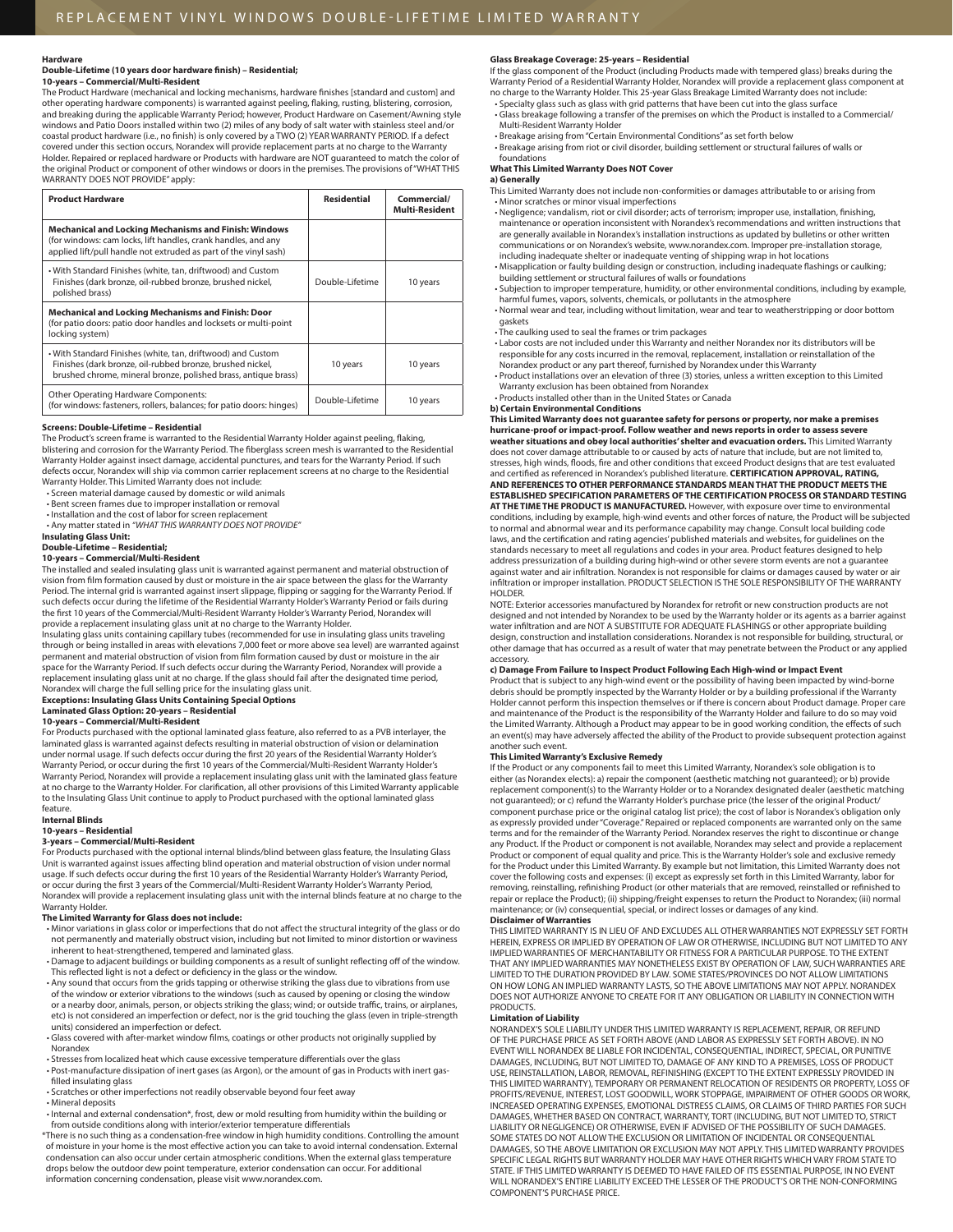### Hardware

**Double-Lifetime (10 years door hardware finish) – Residential;**
**10-years – Commercial/Multi-Resident**

The Product Hardware (mechanical and locking mechanisms, hardware finishes [standard and custom] and other operating hardware components) is warranted against peeling, flaking, rusting, blistering, corrosion, and breaking during the applicable Warranty Period; however, Product Hardware on Casement/Awning style windows and Patio Doors installed within two (2) miles of any body of salt water with stainless steel and/or coastal product hardware (i.e., no finish) is only covered by a TWO (2) YEAR WARRANTY PERIOD. If a defect covered under this section occurs, Norandex will provide replacement parts at no charge to the Warranty Holder. Repaired or replaced hardware or Products with hardware are NOT guaranteed to match the color of the original Product or component of other windows or doors in the premises. The provisions of "WHAT THIS WARRANTY DOES NOT PROVIDE" apply:

| Product Hardware | Residential | Commercial/ Multi-Resident |
|---|---|---|
| **Mechanical and Locking Mechanisms and Finish: Windows** (for windows: cam locks, lift handles, crank handles, and any applied lift/pull handle not extruded as part of the vinyl sash) | | |
| • With Standard Finishes (white, tan, driftwood) and Custom Finishes (dark bronze, oil-rubbed bronze, brushed nickel, polished brass) | Double-Lifetime | 10 years |
| **Mechanical and Locking Mechanisms and Finish: Door** (for patio doors: patio door handles and locksets or multi-point locking system) | | |
| • With Standard Finishes (white, tan, driftwood) and Custom Finishes (dark bronze, oil-rubbed bronze, brushed nickel, brushed chrome, mineral bronze, polished brass, antique brass) | 10 years | 10 years |
| Other Operating Hardware Components: (for windows: fasteners, rollers, balances; for patio doors: hinges) | Double-Lifetime | 10 years |

### Screens: Double-Lifetime – Residential

The Product's screen frame is warranted to the Residential Warranty Holder against peeling, flaking, blistering and corrosion for the Warranty Period. The fiberglass screen mesh is warranted to the Residential Warranty Holder against insect damage, accidental punctures, and tears for the Warranty Period. If such defects occur, Norandex will ship via common carrier replacement screens at no charge to the Residential Warranty Holder. This Limited Warranty does not include:

- Screen material damage caused by domestic or wild animals
- Bent screen frames due to improper installation or removal
- Installation and the cost of labor for screen replacement
- Any matter stated in *"WHAT THIS WARRANTY DOES NOT PROVIDE"*

### Insulating Glass Unit:

**Double-Lifetime – Residential;**
**10-years – Commercial/Multi-Resident**

The installed and sealed insulating glass unit is warranted against permanent and material obstruction of vision from film formation caused by dust or moisture in the air space between the glass for the Warranty Period. The internal grid is warranted against insert slippage, flipping or sagging for the Warranty Period. If such defects occur during the lifetime of the Residential Warranty Holder's Warranty Period or fails during the first 10 years of the Commercial/Multi-Resident Warranty Holder's Warranty Period, Norandex will provide a replacement insulating glass unit at no charge to the Warranty Holder.

Insulating glass units containing capillary tubes (recommended for use in insulating glass units traveling through or being installed in areas with elevations 7,000 feet or more above sea level) are warranted against permanent and material obstruction of vision from film formation caused by dust or moisture in the air space for the Warranty Period. If such defects occur during the Warranty Period, Norandex will provide a replacement insulating glass unit at no charge. If the glass should fail after the designated time period, Norandex will charge the full selling price for the insulating glass unit.

**Exceptions: Insulating Glass Units Containing Special Options**

**Laminated Glass Option: 20-years – Residential**
**10-years – Commercial/Multi-Resident**

For Products purchased with the optional laminated glass feature, also referred to as a PVB interlayer, the laminated glass is warranted against defects resulting in material obstruction of vision or delamination under normal usage. If such defects occur during the first 20 years of the Residential Warranty Holder's Warranty Period, or occur during the first 10 years of the Commercial/Multi-Resident Warranty Holder's Warranty Period, Norandex will provide a replacement insulating glass unit with the laminated glass feature at no charge to the Warranty Holder. For clarification, all other provisions of this Limited Warranty applicable to the Insulating Glass Unit continue to apply to Product purchased with the optional laminated glass feature.

**Internal Blinds**
**10-years – Residential**
**3-years – Commercial/Multi-Resident**

For Products purchased with the optional internal blinds/blind between glass feature, the Insulating Glass Unit is warranted against issues affecting blind operation and material obstruction of vision under normal usage. If such defects occur during the first 10 years of the Residential Warranty Holder's Warranty Period, or occur during the first 3 years of the Commercial/Multi-Resident Warranty Holder's Warranty Period, Norandex will provide a replacement insulating glass unit with the internal blinds feature at no charge to the Warranty Holder.

**The Limited Warranty for Glass does not include:**

- Minor variations in glass color or imperfections that do not affect the structural integrity of the glass or do not permanently and materially obstruct vision, including but not limited to minor distortion or waviness inherent to heat-strengthened, tempered and laminated glass.
- Damage to adjacent buildings or building components as a result of sunlight reflecting off of the window. This reflected light is not a defect or deficiency in the glass or the window.
- Any sound that occurs from the grids tapping or otherwise striking the glass due to vibrations from use of the window or exterior vibrations to the windows (such as caused by opening or closing the window or a nearby door, animals, person, or objects striking the glass; wind; or outside traffic, trains, or airplanes, etc) is not considered an imperfection or defect, nor is the grid touching the glass (even in triple-strength units) considered an imperfection or defect.
- Glass covered with after-market window films, coatings or other products not originally supplied by Norandex
- Stresses from localized heat which cause excessive temperature differentials over the glass
- Post-manufacture dissipation of inert gases (as Argon), or the amount of gas in Products with inert gas-filled insulating glass
- Scratches or other imperfections not readily observable beyond four feet away
- Mineral deposits
- Internal and external condensation*, frost, dew or mold resulting from humidity within the building or from outside conditions along with interior/exterior temperature differentials

*There is no such thing as a condensation-free window in high humidity conditions. Controlling the amount of moisture in your home is the most effective action you can take to avoid internal condensation. External condensation can also occur under certain atmospheric conditions. When the external glass temperature drops below the outdoor dew point temperature, exterior condensation can occur. For additional information concerning condensation, please visit www.norandex.com.

### Glass Breakage Coverage: 25-years – Residential

If the glass component of the Product (including Products made with tempered glass) breaks during the Warranty Period of a Residential Warranty Holder, Norandex will provide a replacement glass component at no charge to the Warranty Holder. This 25-year Glass Breakage Limited Warranty does not include:

- Specialty glass such as glass with grid patterns that have been cut into the glass surface
- Glass breakage following a transfer of the premises on which the Product is installed to a Commercial/ Multi-Resident Warranty Holder
- Breakage arising from "Certain Environmental Conditions" as set forth below
- Breakage arising from riot or civil disorder, building settlement or structural failures of walls or foundations

### What This Limited Warranty Does NOT Cover

**a) Generally**

This Limited Warranty does not include non-conformities or damages attributable to or arising from

- Minor scratches or minor visual imperfections
- Negligence; vandalism, riot or civil disorder; acts of terrorism; improper use, installation, finishing, maintenance or operation inconsistent with Norandex's recommendations and written instructions that are generally available in Norandex's installation instructions as updated by bulletins or other written communications or on Norandex's website, www.norandex.com. Improper pre-installation storage, including inadequate shelter or inadequate venting of shipping wrap in hot locations
- Misapplication or faulty building design or construction, including inadequate flashings or caulking; building settlement or structural failures of walls or foundations
- Subjection to improper temperature, humidity, or other environmental conditions, including by example, harmful fumes, vapors, solvents, chemicals, or pollutants in the atmosphere
- Normal wear and tear, including without limitation, wear and tear to weatherstripping or door bottom gaskets
- The caulking used to seal the frames or trim packages
- Labor costs are not included under this Warranty and neither Norandex nor its distributors will be responsible for any costs incurred in the removal, replacement, installation or reinstallation of the Norandex product or any part thereof, furnished by Norandex under this Warranty
- Product installations over an elevation of three (3) stories, unless a written exception to this Limited Warranty exclusion has been obtained from Norandex
- Products installed other than in the United States or Canada

**b) Certain Environmental Conditions**

**This Limited Warranty does not guarantee safety for persons or property, nor make a premises hurricane-proof or impact-proof. Follow weather and news reports in order to assess severe weather situations and obey local authorities' shelter and evacuation orders.** This Limited Warranty does not cover damage attributable to or caused by acts of nature that include, but are not limited to, stresses, high winds, floods, fire and other conditions that exceed Product designs that are test evaluated and certified as referenced in Norandex's published literature. **CERTIFICATION APPROVAL, RATING, AND REFERENCES TO OTHER PERFORMANCE STANDARDS MEAN THAT THE PRODUCT MEETS THE ESTABLISHED SPECIFICATION PARAMETERS OF THE CERTIFICATION PROCESS OR STANDARD TESTING AT THE TIME THE PRODUCT IS MANUFACTURED.** However, with exposure over time to environmental conditions, including by example, high-wind events and other forces of nature, the Product will be subjected to normal and abnormal wear and its performance capability may change. Consult local building code laws, and the certification and rating agencies' published materials and websites, for guidelines on the standards necessary to meet all regulations and codes in your area. Product features designed to help address pressurization of a building during high-wind or other severe storm events are not a guarantee against water and air infiltration. Norandex is not responsible for claims or damages caused by water or air infiltration or improper installation. PRODUCT SELECTION IS THE SOLE RESPONSIBILITY OF THE WARRANTY HOLDER.

NOTE: Exterior accessories manufactured by Norandex for retrofit or new construction products are not designed and not intended by Norandex to be used by the Warranty holder or its agents as a barrier against water infiltration and are NOT A SUBSTITUTE FOR ADEQUATE FLASHINGS or other appropriate building design, construction and installation considerations. Norandex is not responsible for building, structural, or other damage that has occurred as a result of water that may penetrate between the Product or any applied accessory.

**c) Damage From Failure to Inspect Product Following Each High-wind or Impact Event**

Product that is subject to any high-wind event or the possibility of having been impacted by wind-borne debris should be promptly inspected by the Warranty Holder or by a building professional if the Warranty Holder cannot perform this inspection themselves or if there is concern about Product damage. Proper care and maintenance of the Product is the responsibility of the Warranty Holder and failure to do so may void the Limited Warranty. Although a Product may appear to be in good working condition, the effects of such an event(s) may have adversely affected the ability of the Product to provide subsequent protection against another such event.

### This Limited Warranty's Exclusive Remedy

If the Product or any components fail to meet this Limited Warranty, Norandex's sole obligation is to either (as Norandex elects): a) repair the component (aesthetic matching not guaranteed); or b) provide replacement component(s) to the Warranty Holder or to a Norandex designated dealer (aesthetic matching not guaranteed); or c) refund the Warranty Holder's purchase price (the lesser of the original Product/ component purchase price or the original catalog list price); the cost of labor is Norandex's obligation only as expressly provided under "Coverage." Repaired or replaced components are warranted only on the same terms and for the remainder of the Warranty Period. Norandex reserves the right to discontinue or change any Product. If the Product or component is not available, Norandex may select and provide a replacement Product or component of equal quality and price. This is the Warranty Holder's sole and exclusive remedy for the Product under this Limited Warranty. By example but not limitation, this Limited Warranty does not cover the following costs and expenses: (i) except as expressly set forth in this Limited Warranty, labor for removing, reinstalling, refinishing Product (or other materials that are removed, reinstalled or refinished to repair or replace the Product); (ii) shipping/freight expenses to return the Product to Norandex; (iii) normal maintenance; or (iv) consequential, special, or indirect losses or damages of any kind.

### Disclaimer of Warranties

THIS LIMITED WARRANTY IS IN LIEU OF AND EXCLUDES ALL OTHER WARRANTIES NOT EXPRESSLY SET FORTH HEREIN, EXPRESS OR IMPLIED BY OPERATION OF LAW OR OTHERWISE, INCLUDING BUT NOT LIMITED TO ANY IMPLIED WARRANTIES OF MERCHANTABILITY OR FITNESS FOR A PARTICULAR PURPOSE. TO THE EXTENT THAT ANY IMPLIED WARRANTIES MAY NONETHELESS EXIST BY OPERATION OF LAW, SUCH WARRANTIES ARE LIMITED TO THE DURATION PROVIDED BY LAW. SOME STATES/PROVINCES DO NOT ALLOW LIMITATIONS ON HOW LONG AN IMPLIED WARRANTY LASTS, SO THE ABOVE LIMITATIONS MAY NOT APPLY. NORANDEX DOES NOT AUTHORIZE ANYONE TO CREATE FOR IT ANY OBLIGATION OR LIABILITY IN CONNECTION WITH PRODUCTS.

### Limitation of Liability

NORANDEX'S SOLE LIABILITY UNDER THIS LIMITED WARRANTY IS REPLACEMENT, REPAIR, OR REFUND OF THE PURCHASE PRICE AS SET FORTH ABOVE (AND LABOR AS EXPRESSLY SET FORTH ABOVE). IN NO EVENT WILL NORANDEX BE LIABLE FOR INCIDENTAL, CONSEQUENTIAL, INDIRECT, SPECIAL, OR PUNITIVE DAMAGES, INCLUDING, BUT NOT LIMITED TO, DAMAGE OF ANY KIND TO A PREMISES, LOSS OF PRODUCT USE, REINSTALLATION, LABOR, REMOVAL, REFINISHING (EXCEPT TO THE EXTENT EXPRESSLY PROVIDED IN THIS LIMITED WARRANTY), TEMPORARY OR PERMANENT RELOCATION OF RESIDENTS OR PROPERTY, LOSS OF PROFITS/REVENUE, INTEREST, LOST GOODWILL, WORK STOPPAGE, IMPAIRMENT OF OTHER GOODS OR WORK, INCREASED OPERATING EXPENSES, EMOTIONAL DISTRESS CLAIMS, OR CLAIMS OF THIRD PARTIES FOR SUCH DAMAGES, WHETHER BASED ON CONTRACT, WARRANTY, TORT (INCLUDING, BUT NOT LIMITED TO, STRICT LIABILITY OR NEGLIGENCE) OR OTHERWISE, EVEN IF ADVISED OF THE POSSIBILITY OF SUCH DAMAGES. SOME STATES DO NOT ALLOW THE EXCLUSION OR LIMITATION OF INCIDENTAL OR CONSEQUENTIAL DAMAGES, SO THE ABOVE LIMITATION OR EXCLUSION MAY NOT APPLY. THIS LIMITED WARRANTY PROVIDES SPECIFIC LEGAL RIGHTS BUT WARRANTY HOLDER MAY HAVE OTHER RIGHTS WHICH VARY FROM STATE TO STATE. IF THIS LIMITED WARRANTY IS DEEMED TO HAVE FAILED OF ITS ESSENTIAL PURPOSE, IN NO EVENT WILL NORANDEX'S ENTIRE LIABILITY EXCEED THE LESSER OF THE PRODUCT'S OR THE NON-CONFORMING COMPONENT'S PURCHASE PRICE.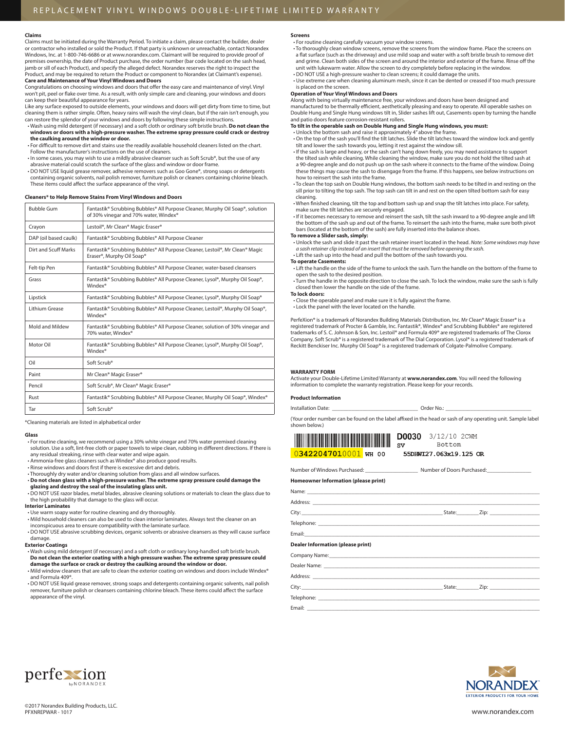# REPLACEMENT VINYL WINDOWS DOUBLE-LIFETIME LIMITED WARRANTY

**Claims**

Claims must be initiated during the Warranty Period. To initiate a claim, please contact the builder, dealer or contractor who installed or sold the Product. If that party is unknown or unreachable, contact Norandex Windows, Inc. at 1-800-746-6686 or at www.norandex.com. Claimant will be required to provide proof of premises ownership, the date of Product purchase, the order number (bar code located on the sash head, jamb or sill of each Product), and specify the alleged defect. Norandex reserves the right to inspect the Product, and may be required to return the Product or component to Norandex (at Claimant's expense).

**Care and Maintenance of Your Vinyl Windows and Doors**

Congratulations on choosing windows and doors that offer the easy care and maintenance of vinyl. Vinyl won't pit, peel or flake over time. As a result, with only simple care and cleaning, your windows and doors can keep their beautiful appearance for years.

Like any surface exposed to outside elements, your windows and doors will get dirty from time to time, but cleaning them is rather simple. Often, heavy rains will wash the vinyl clean, but if the rain isn't enough, you can restore the splendor of your windows and doors by following these simple instructions.

- Wash using mild detergent (if necessary) and a soft cloth or ordinary soft bristle brush. **Do not clean the windows or doors with a high-pressure washer. The extreme spray pressure could crack or destroy the caulking around the window or door.**
- For difficult to remove dirt and stains use the readily available household cleaners listed on the chart. Follow the manufacturer's instructions on the use of cleaners.
- In some cases, you may wish to use a mildly abrasive cleanser such as Soft Scrub®, but the use of any abrasive material could scratch the surface of the glass and window or door frame.
- DO NOT USE liquid grease remover, adhesive removers such as Goo Gone®, strong soaps or detergents containing organic solvents, nail polish remover, furniture polish or cleaners containing chlorine bleach. These items could affect the surface appearance of the vinyl.

**Cleaners* to Help Remove Stains From Vinyl Windows and Doors**

| | |
|---|---|
| Bubble Gum | Fantastik® Scrubbing Bubbles® All Purpose Cleaner, Murphy Oil Soap®, solution of 30% vinegar and 70% water, Windex® |
| Crayon | Lestoil®, Mr Clean® Magic Eraser® |
| DAP (oil based caulk) | Fantastik® Scrubbing Bubbles® All Purpose Cleaner |
| Dirt and Scuff Marks | Fantastik® Scrubbing Bubbles® All Purpose Cleaner, Lestoil®, Mr Clean® Magic Eraser®, Murphy Oil Soap® |
| Felt-tip Pen | Fantastik® Scrubbing Bubbles® All Purpose Cleaner, water-based cleansers |
| Grass | Fantastik® Scrubbing Bubbles® All Purpose Cleaner, Lysol®, Murphy Oil Soap®, Windex® |
| Lipstick | Fantastik® Scrubbing Bubbles® All Purpose Cleaner, Lysol®, Murphy Oil Soap® |
| Lithium Grease | Fantastik® Scrubbing Bubbles® All Purpose Cleaner, Lestoil®, Murphy Oil Soap®, Windex® |
| Mold and Mildew | Fantastik® Scrubbing Bubbles® All Purpose Cleaner, solution of 30% vinegar and 70% water, Windex® |
| Motor Oil | Fantastik® Scrubbing Bubbles® All Purpose Cleaner, Lysol®, Murphy Oil Soap®, Windex® |
| Oil | Soft Scrub® |
| Paint | Mr Clean® Magic Eraser® |
| Pencil | Soft Scrub®, Mr Clean® Magic Eraser® |
| Rust | Fantastik® Scrubbing Bubbles® All Purpose Cleaner, Murphy Oil Soap®, Windex® |
| Tar | Soft Scrub® |

*Cleaning materials are listed in alphabetical order

**Glass**

- For routine cleaning, we recommend using a 30% white vinegar and 70% water premixed cleaning solution. Use a soft, lint-free cloth or paper towels to wipe clean, rubbing in different directions. If there is any residual streaking, rinse with clear water and wipe again.
- Ammonia-free glass cleaners such as Windex® also produce good results.
- Rinse windows and doors first if there is excessive dirt and debris.
- Thoroughly dry water and/or cleaning solution from glass and all window surfaces.
- **Do not clean glass with a high-pressure washer. The extreme spray pressure could damage the glazing and destroy the seal of the insulating glass unit.**
- DO NOT USE razor blades, metal blades, abrasive cleaning solutions or materials to clean the glass due to the high probability that damage to the glass will occur.

**Interior Laminates**

- Use warm soapy water for routine cleaning and dry thoroughly.
- Mild household cleaners can also be used to clean interior laminates. Always test the cleaner on an inconspicuous area to ensure compatibility with the laminate surface.
- DO NOT USE abrasive scrubbing devices, organic solvents or abrasive cleansers as they will cause surface damage.

**Exterior Coatings**

- Wash using mild detergent (if necessary) and a soft cloth or ordinary long-handled soft bristle brush. **Do not clean the exterior coating with a high-pressure washer. The extreme spray pressure could damage the surface or crack or destroy the caulking around the window or door.**
- Mild window cleaners that are safe to clean the exterior coating on windows and doors include Windex® and Formula 409®.
- DO NOT USE liquid grease remover, strong soaps and detergents containing organic solvents, nail polish remover, furniture polish or cleansers containing chlorine bleach. These items could affect the surface appearance of the vinyl.

**Screens**

- For routine cleaning carefully vacuum your window screens.
- To thoroughly clean window screens, remove the screens from the window frame. Place the screens on a flat surface (such as the driveway) and use mild soap and water with a soft bristle brush to remove dirt and grime. Clean both sides of the screen and around the interior and exterior of the frame. Rinse off the unit with lukewarm water. Allow the screen to dry completely before replacing in the window.
- DO NOT USE a high-pressure washer to clean screens; it could damage the units.
- Use extreme care when cleaning aluminum mesh, since it can be dented or creased if too much pressure is placed on the screen.

**Operation of Your Vinyl Windows and Doors**

Along with being virtually maintenance free, your windows and doors have been designed and manufactured to be thermally efficient, aesthetically pleasing and easy to operate. All operable sashes on Double Hung and Single Hung windows tilt in, Slider sashes lift out, Casements open by turning the handle and patio doors feature corrosion-resistant rollers.

**To tilt in the operable sash on Double Hung and Single Hung windows, you must:**

- Unlock the bottom sash and raise it approximately 4" above the frame.
- On the top of the sash you'll find the tilt latches. Slide the tilt latches toward the window lock and gently tilt and lower the sash towards you, letting it rest against the window sill.
- If the sash is large and heavy, or the sash can't hang down freely, you may need assistance to support the tilted sash while cleaning. While cleaning the window, make sure you do not hold the tilted sash at a 90-degree angle and do not push up on the sash where it connects to the frame of the window. Doing these things may cause the sash to disengage from the frame. If this happens, see below instructions on how to reinsert the sash into the frame.
- To clean the top sash on Double Hung windows, the bottom sash needs to be tilted in and resting on the sill prior to tilting the top sash. The top sash can tilt in and rest on the open tilted bottom sash for easy cleaning.
- When finished cleaning, tilt the top and bottom sash up and snap the tilt latches into place. For safety, make sure the tilt latches are securely engaged.
- If it becomes necessary to remove and reinsert the sash, tilt the sash inward to a 90-degree angle and lift the bottom of the sash up and out of the frame. To reinsert the sash into the frame, make sure both pivot bars (located at the bottom of the sash) are fully inserted into the balance shoes.

**To remove a Slider sash, simply:**

- Unlock the sash and slide it past the sash retainer insert located in the head. *Note: Some windows may have a sash retainer clip instead of an insert that must be removed before opening the sash.*
- Lift the sash up into the head and pull the bottom of the sash towards you.

**To operate Casements:**

- Lift the handle on the side of the frame to unlock the sash. Turn the handle on the bottom of the frame to open the sash to the desired position.
- Turn the handle in the opposite direction to close the sash. To lock the window, make sure the sash is fully closed then lower the handle on the side of the frame.

**To lock doors:**

- Close the operable panel and make sure it is fully against the frame.
- Lock the panel with the lever located on the handle.

PerfeXion® is a trademark of Norandex Building Materials Distribution, Inc. Mr Clean® Magic Eraser® is a registered trademark of Procter & Gamble, Inc. Fantastik®, Windex® and Scrubbing Bubbles® are registered trademarks of S. C. Johnson & Son, Inc. Lestoil® and Formula 409® are registered trademarks of The Clorox Company. Soft Scrub® is a registered trademark of The Dial Corporation. Lysol® is a registered trademark of Reckitt Benckiser Inc. Murphy Oil Soap® is a registered trademark of Colgate-Palmolive Company.

**WARRANTY FORM**

Activate your Double-Lifetime Limited Warranty at **www.norandex.com**. You will need the following information to complete the warranty registration. Please keep for your records.

**Product Information**

Installation Date: ______________________ Order No.: ______________________

(Your order number can be found on the label affixed in the head or sash of any operating unit. Sample label shown below.)

D0030 3/12/10 2CWM
SV Bottom
03422047010001 WH 00 55DHWI27.063x19.125 OR

Number of Windows Purchased: ______________ Number of Doors Purchased: ______________

**Homeowner Information (please print)**

Name: ______________________

Address: ______________________

City: ______________________ State: ________ Zip: ______________

Telephone: ______________________

Email: ______________________

**Dealer Information (please print)**

Company Name: ______________________

Dealer Name: ______________________

Address: ______________________

City: ______________________ State: ________ Zip: ______________

Telephone: ______________________

Email: ______________________

perfexion by NORANDEX

NORANDEX EXTERIOR PRODUCTS FOR YOUR HOME

©2017 Norandex Building Products, LLC.
PFXNREPWAR - 1017

www.norandex.com